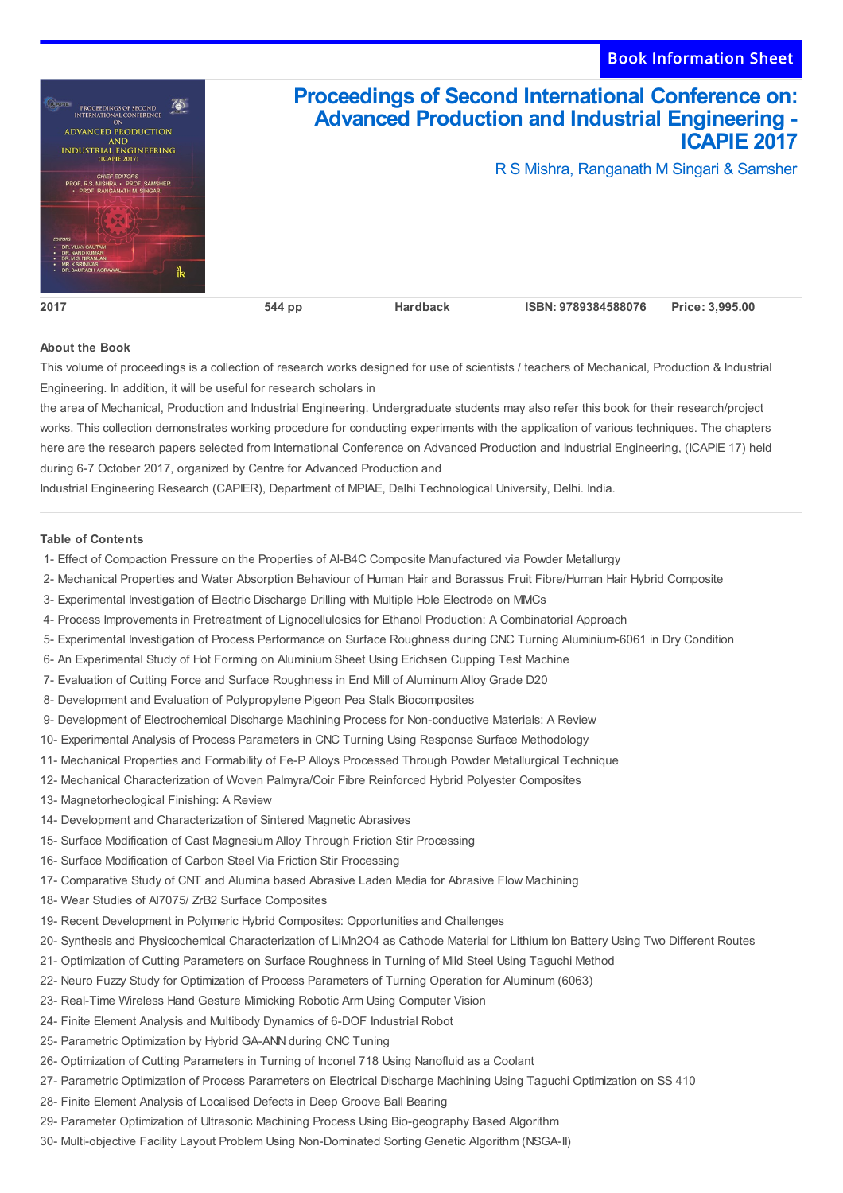Book Information Sheet

# Proceedings of Second International Conference on: Advanced Production and Industrial Engineering - ICAPIE 2017

R S Mishra, Ranganath M Singari & Samsher

| 2017 | 544 pp | Hardback | ISBN: 9789384588076 | Price: 3,995.00 |
|---|---|---|---|---|

## About the Book

This volume of proceedings is a collection of research works designed for use of scientists / teachers of Mechanical, Production & Industrial Engineering. In addition, it will be useful for research scholars in the area of Mechanical, Production and Industrial Engineering. Undergraduate students may also refer this book for their research/project works. This collection demonstrates working procedure for conducting experiments with the application of various techniques. The chapters here are the research papers selected from International Conference on Advanced Production and Industrial Engineering, (ICAPIE 17) held during 6-7 October 2017, organized by Centre for Advanced Production and Industrial Engineering Research (CAPIER), Department of MPIAE, Delhi Technological University, Delhi. India.

## Table of Contents

1- Effect of Compaction Pressure on the Properties of Al-B4C Composite Manufactured via Powder Metallurgy
2- Mechanical Properties and Water Absorption Behaviour of Human Hair and Borassus Fruit Fibre/Human Hair Hybrid Composite
3- Experimental Investigation of Electric Discharge Drilling with Multiple Hole Electrode on MMCs
4- Process Improvements in Pretreatment of Lignocellulosics for Ethanol Production: A Combinatorial Approach
5- Experimental Investigation of Process Performance on Surface Roughness during CNC Turning Aluminium-6061 in Dry Condition
6- An Experimental Study of Hot Forming on Aluminium Sheet Using Erichsen Cupping Test Machine
7- Evaluation of Cutting Force and Surface Roughness in End Mill of Aluminum Alloy Grade D20
8- Development and Evaluation of Polypropylene Pigeon Pea Stalk Biocomposites
9- Development of Electrochemical Discharge Machining Process for Non-conductive Materials: A Review
10- Experimental Analysis of Process Parameters in CNC Turning Using Response Surface Methodology
11- Mechanical Properties and Formability of Fe-P Alloys Processed Through Powder Metallurgical Technique
12- Mechanical Characterization of Woven Palmyra/Coir Fibre Reinforced Hybrid Polyester Composites
13- Magnetorheological Finishing: A Review
14- Development and Characterization of Sintered Magnetic Abrasives
15- Surface Modification of Cast Magnesium Alloy Through Friction Stir Processing
16- Surface Modification of Carbon Steel Via Friction Stir Processing
17- Comparative Study of CNT and Alumina based Abrasive Laden Media for Abrasive Flow Machining
18- Wear Studies of Al7075/ ZrB2 Surface Composites
19- Recent Development in Polymeric Hybrid Composites: Opportunities and Challenges
20- Synthesis and Physicochemical Characterization of LiMn2O4 as Cathode Material for Lithium Ion Battery Using Two Different Routes
21- Optimization of Cutting Parameters on Surface Roughness in Turning of Mild Steel Using Taguchi Method
22- Neuro Fuzzy Study for Optimization of Process Parameters of Turning Operation for Aluminum (6063)
23- Real-Time Wireless Hand Gesture Mimicking Robotic Arm Using Computer Vision
24- Finite Element Analysis and Multibody Dynamics of 6-DOF Industrial Robot
25- Parametric Optimization by Hybrid GA-ANN during CNC Tuning
26- Optimization of Cutting Parameters in Turning of Inconel 718 Using Nanofluid as a Coolant
27- Parametric Optimization of Process Parameters on Electrical Discharge Machining Using Taguchi Optimization on SS 410
28- Finite Element Analysis of Localised Defects in Deep Groove Ball Bearing
29- Parameter Optimization of Ultrasonic Machining Process Using Bio-geography Based Algorithm
30- Multi-objective Facility Layout Problem Using Non-Dominated Sorting Genetic Algorithm (NSGA-II)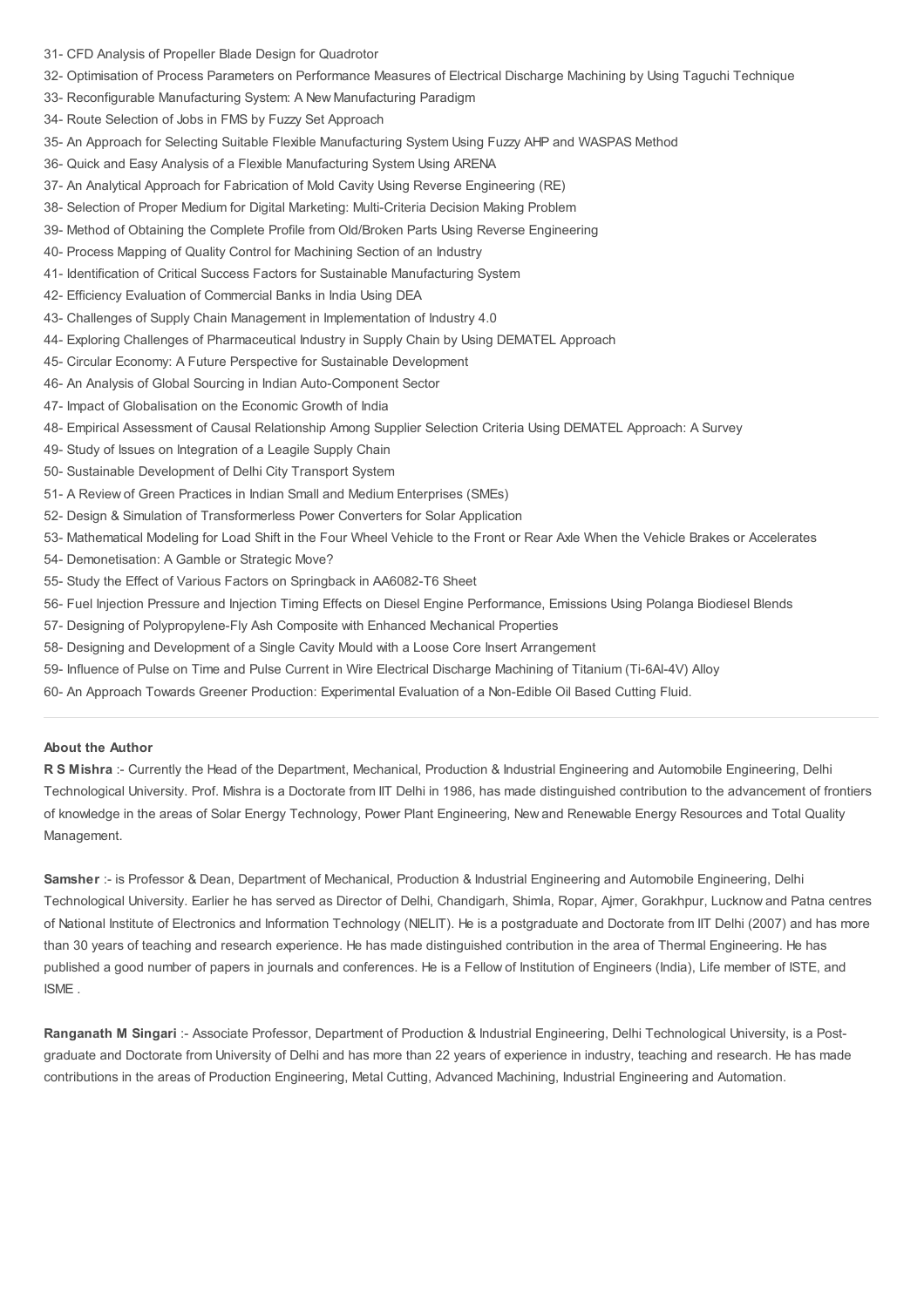31- CFD Analysis of Propeller Blade Design for Quadrotor

32- Optimisation of Process Parameters on Performance Measures of Electrical Discharge Machining by Using Taguchi Technique

33- Reconfigurable Manufacturing System: A New Manufacturing Paradigm

34- Route Selection of Jobs in FMS by Fuzzy Set Approach

35- An Approach for Selecting Suitable Flexible Manufacturing System Using Fuzzy AHP and WASPAS Method

36- Quick and Easy Analysis of a Flexible Manufacturing System Using ARENA

37- An Analytical Approach for Fabrication of Mold Cavity Using Reverse Engineering (RE)

38- Selection of Proper Medium for Digital Marketing: Multi-Criteria Decision Making Problem

39- Method of Obtaining the Complete Profile from Old/Broken Parts Using Reverse Engineering

40- Process Mapping of Quality Control for Machining Section of an Industry

41- Identification of Critical Success Factors for Sustainable Manufacturing System

42- Efficiency Evaluation of Commercial Banks in India Using DEA

43- Challenges of Supply Chain Management in Implementation of Industry 4.0

44- Exploring Challenges of Pharmaceutical Industry in Supply Chain by Using DEMATEL Approach

45- Circular Economy: A Future Perspective for Sustainable Development

46- An Analysis of Global Sourcing in Indian Auto-Component Sector

47- Impact of Globalisation on the Economic Growth of India

48- Empirical Assessment of Causal Relationship Among Supplier Selection Criteria Using DEMATEL Approach: A Survey

49- Study of Issues on Integration of a Leagile Supply Chain

50- Sustainable Development of Delhi City Transport System

51- A Review of Green Practices in Indian Small and Medium Enterprises (SMEs)

52- Design & Simulation of Transformerless Power Converters for Solar Application

53- Mathematical Modeling for Load Shift in the Four Wheel Vehicle to the Front or Rear Axle When the Vehicle Brakes or Accelerates

54- Demonetisation: A Gamble or Strategic Move?

55- Study the Effect of Various Factors on Springback in AA6082-T6 Sheet

56- Fuel Injection Pressure and Injection Timing Effects on Diesel Engine Performance, Emissions Using Polanga Biodiesel Blends

57- Designing of Polypropylene-Fly Ash Composite with Enhanced Mechanical Properties

58- Designing and Development of a Single Cavity Mould with a Loose Core Insert Arrangement

59- Influence of Pulse on Time and Pulse Current in Wire Electrical Discharge Machining of Titanium (Ti-6Al-4V) Alloy

60- An Approach Towards Greener Production: Experimental Evaluation of a Non-Edible Oil Based Cutting Fluid.

---

**About the Author**

**R S Mishra** :- Currently the Head of the Department, Mechanical, Production & Industrial Engineering and Automobile Engineering, Delhi Technological University. Prof. Mishra is a Doctorate from IIT Delhi in 1986, has made distinguished contribution to the advancement of frontiers of knowledge in the areas of Solar Energy Technology, Power Plant Engineering, New and Renewable Energy Resources and Total Quality Management.

**Samsher** :- is Professor & Dean, Department of Mechanical, Production & Industrial Engineering and Automobile Engineering, Delhi Technological University. Earlier he has served as Director of Delhi, Chandigarh, Shimla, Ropar, Ajmer, Gorakhpur, Lucknow and Patna centres of National Institute of Electronics and Information Technology (NIELIT). He is a postgraduate and Doctorate from IIT Delhi (2007) and has more than 30 years of teaching and research experience. He has made distinguished contribution in the area of Thermal Engineering. He has published a good number of papers in journals and conferences. He is a Fellow of Institution of Engineers (India), Life member of ISTE, and ISME .

**Ranganath M Singari** :- Associate Professor, Department of Production & Industrial Engineering, Delhi Technological University, is a Post-graduate and Doctorate from University of Delhi and has more than 22 years of experience in industry, teaching and research. He has made contributions in the areas of Production Engineering, Metal Cutting, Advanced Machining, Industrial Engineering and Automation.